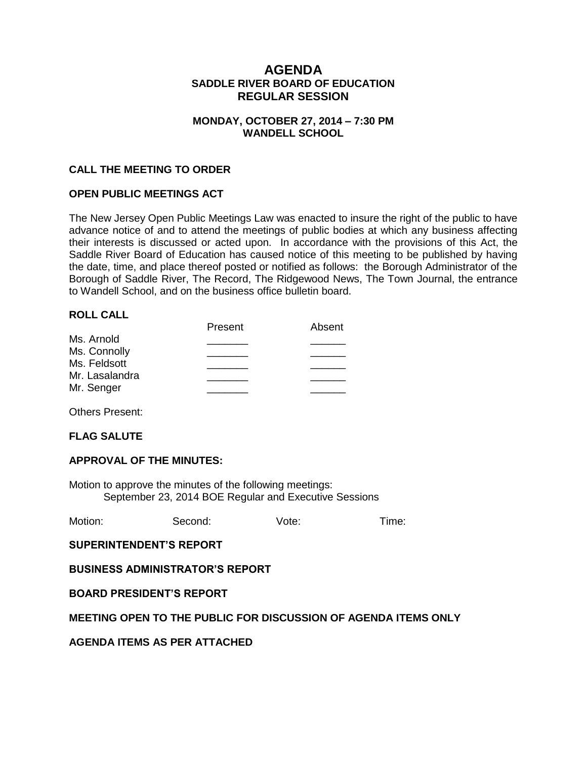# AGENDA
## SADDLE RIVER BOARD OF EDUCATION
## REGULAR SESSION

**MONDAY, OCTOBER 27, 2014 – 7:30 PM**
**WANDELL SCHOOL**

**CALL THE MEETING TO ORDER**

**OPEN PUBLIC MEETINGS ACT**

The New Jersey Open Public Meetings Law was enacted to insure the right of the public to have advance notice of and to attend the meetings of public bodies at which any business affecting their interests is discussed or acted upon. In accordance with the provisions of this Act, the Saddle River Board of Education has caused notice of this meeting to be published by having the date, time, and place thereof posted or notified as follows: the Borough Administrator of the Borough of Saddle River, The Record, The Ridgewood News, The Town Journal, the entrance to Wandell School, and on the business office bulletin board.

**ROLL CALL**

| | Present | Absent |
|---|---|---|
| Ms. Arnold | _______ | ______ |
| Ms. Connolly | _______ | ______ |
| Ms. Feldsott | _______ | ______ |
| Mr. Lasalandra | _______ | ______ |
| Mr. Senger | _______ | ______ |

Others Present:

**FLAG SALUTE**

**APPROVAL OF THE MINUTES:**

Motion to approve the minutes of the following meetings:
September 23, 2014 BOE Regular and Executive Sessions

Motion: Second: Vote: Time:

**SUPERINTENDENT'S REPORT**

**BUSINESS ADMINISTRATOR'S REPORT**

**BOARD PRESIDENT'S REPORT**

**MEETING OPEN TO THE PUBLIC FOR DISCUSSION OF AGENDA ITEMS ONLY**

**AGENDA ITEMS AS PER ATTACHED**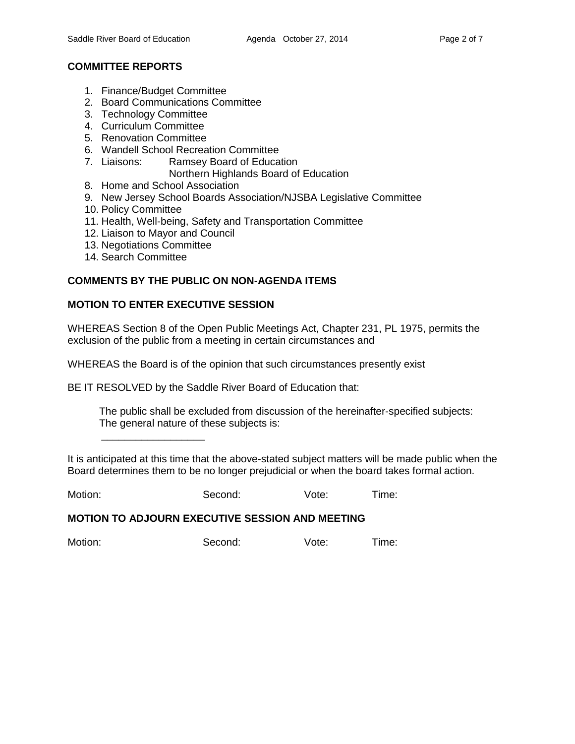## COMMITTEE REPORTS

1. Finance/Budget Committee
2. Board Communications Committee
3. Technology Committee
4. Curriculum Committee
5. Renovation Committee
6. Wandell School Recreation Committee
7. Liaisons: Ramsey Board of Education
   Northern Highlands Board of Education
8. Home and School Association
9. New Jersey School Boards Association/NJSBA Legislative Committee
10. Policy Committee
11. Health, Well-being, Safety and Transportation Committee
12. Liaison to Mayor and Council
13. Negotiations Committee
14. Search Committee

## COMMENTS BY THE PUBLIC ON NON-AGENDA ITEMS

## MOTION TO ENTER EXECUTIVE SESSION

WHEREAS Section 8 of the Open Public Meetings Act, Chapter 231, PL 1975, permits the exclusion of the public from a meeting in certain circumstances and

WHEREAS the Board is of the opinion that such circumstances presently exist

BE IT RESOLVED by the Saddle River Board of Education that:

> The public shall be excluded from discussion of the hereinafter-specified subjects:
> The general nature of these subjects is:
>
> __________________

It is anticipated at this time that the above-stated subject matters will be made public when the Board determines them to be no longer prejudicial or when the board takes formal action.

Motion: Second: Vote: Time:

## MOTION TO ADJOURN EXECUTIVE SESSION AND MEETING

Motion: Second: Vote: Time: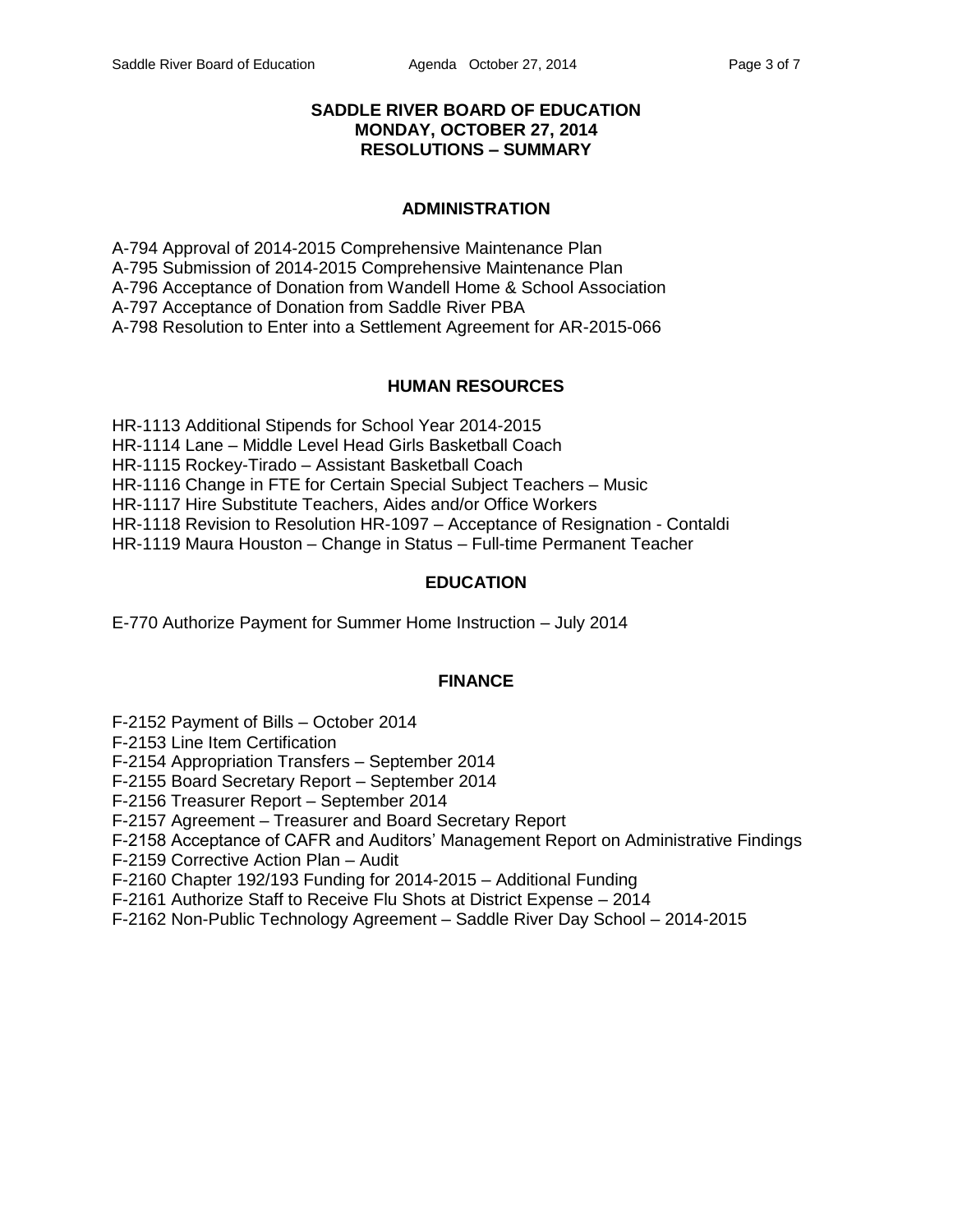# SADDLE RIVER BOARD OF EDUCATION
# MONDAY, OCTOBER 27, 2014
# RESOLUTIONS – SUMMARY

## ADMINISTRATION

A-794 Approval of 2014-2015 Comprehensive Maintenance Plan
A-795 Submission of 2014-2015 Comprehensive Maintenance Plan
A-796 Acceptance of Donation from Wandell Home & School Association
A-797 Acceptance of Donation from Saddle River PBA
A-798 Resolution to Enter into a Settlement Agreement for AR-2015-066

## HUMAN RESOURCES

HR-1113 Additional Stipends for School Year 2014-2015
HR-1114 Lane – Middle Level Head Girls Basketball Coach
HR-1115 Rockey-Tirado – Assistant Basketball Coach
HR-1116 Change in FTE for Certain Special Subject Teachers – Music
HR-1117 Hire Substitute Teachers, Aides and/or Office Workers
HR-1118 Revision to Resolution HR-1097 – Acceptance of Resignation - Contaldi
HR-1119 Maura Houston – Change in Status – Full-time Permanent Teacher

## EDUCATION

E-770 Authorize Payment for Summer Home Instruction – July 2014

## FINANCE

F-2152 Payment of Bills – October 2014
F-2153 Line Item Certification
F-2154 Appropriation Transfers – September 2014
F-2155 Board Secretary Report – September 2014
F-2156 Treasurer Report – September 2014
F-2157 Agreement – Treasurer and Board Secretary Report
F-2158 Acceptance of CAFR and Auditors' Management Report on Administrative Findings
F-2159 Corrective Action Plan – Audit
F-2160 Chapter 192/193 Funding for 2014-2015 – Additional Funding
F-2161 Authorize Staff to Receive Flu Shots at District Expense – 2014
F-2162 Non-Public Technology Agreement – Saddle River Day School – 2014-2015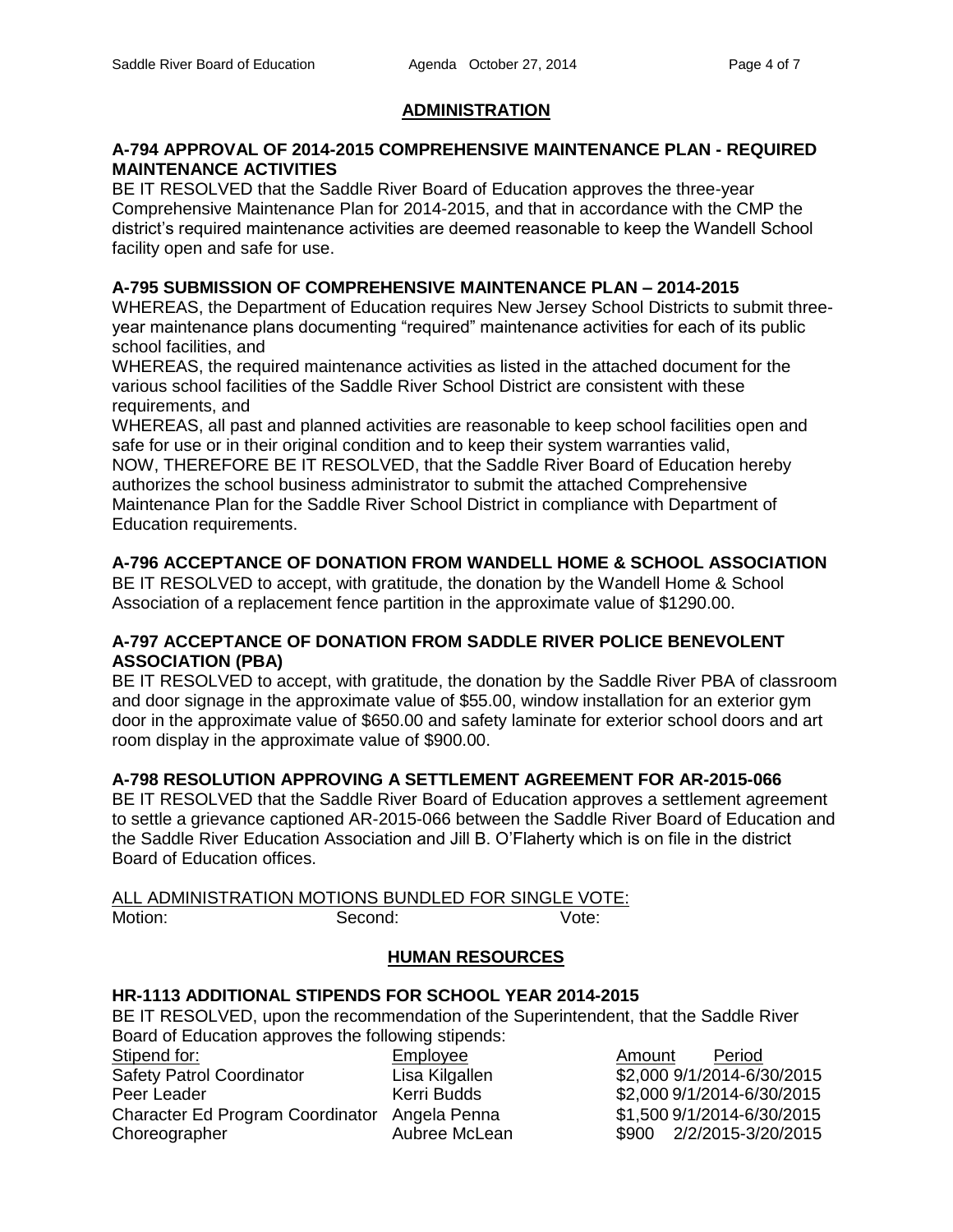## ADMINISTRATION

**A-794 APPROVAL OF 2014-2015 COMPREHENSIVE MAINTENANCE PLAN - REQUIRED MAINTENANCE ACTIVITIES**
BE IT RESOLVED that the Saddle River Board of Education approves the three-year Comprehensive Maintenance Plan for 2014-2015, and that in accordance with the CMP the district's required maintenance activities are deemed reasonable to keep the Wandell School facility open and safe for use.

**A-795 SUBMISSION OF COMPREHENSIVE MAINTENANCE PLAN – 2014-2015**
WHEREAS, the Department of Education requires New Jersey School Districts to submit three-year maintenance plans documenting "required" maintenance activities for each of its public school facilities, and
WHEREAS, the required maintenance activities as listed in the attached document for the various school facilities of the Saddle River School District are consistent with these requirements, and
WHEREAS, all past and planned activities are reasonable to keep school facilities open and safe for use or in their original condition and to keep their system warranties valid,
NOW, THEREFORE BE IT RESOLVED, that the Saddle River Board of Education hereby authorizes the school business administrator to submit the attached Comprehensive Maintenance Plan for the Saddle River School District in compliance with Department of Education requirements.

**A-796 ACCEPTANCE OF DONATION FROM WANDELL HOME & SCHOOL ASSOCIATION**
BE IT RESOLVED to accept, with gratitude, the donation by the Wandell Home & School Association of a replacement fence partition in the approximate value of $1290.00.

**A-797 ACCEPTANCE OF DONATION FROM SADDLE RIVER POLICE BENEVOLENT ASSOCIATION (PBA)**
BE IT RESOLVED to accept, with gratitude, the donation by the Saddle River PBA of classroom and door signage in the approximate value of $55.00, window installation for an exterior gym door in the approximate value of $650.00 and safety laminate for exterior school doors and art room display in the approximate value of $900.00.

**A-798 RESOLUTION APPROVING A SETTLEMENT AGREEMENT FOR AR-2015-066**
BE IT RESOLVED that the Saddle River Board of Education approves a settlement agreement to settle a grievance captioned AR-2015-066 between the Saddle River Board of Education and the Saddle River Education Association and Jill B. O'Flaherty which is on file in the district Board of Education offices.

ALL ADMINISTRATION MOTIONS BUNDLED FOR SINGLE VOTE:
Motion: Second: Vote:

## HUMAN RESOURCES

**HR-1113 ADDITIONAL STIPENDS FOR SCHOOL YEAR 2014-2015**
BE IT RESOLVED, upon the recommendation of the Superintendent, that the Saddle River Board of Education approves the following stipends:

| Stipend for: | Employee | Amount | Period |
|---|---|---|---|
| Safety Patrol Coordinator | Lisa Kilgallen | $2,000 | 9/1/2014-6/30/2015 |
| Peer Leader | Kerri Budds | $2,000 | 9/1/2014-6/30/2015 |
| Character Ed Program Coordinator | Angela Penna | $1,500 | 9/1/2014-6/30/2015 |
| Choreographer | Aubree McLean | $900 | 2/2/2015-3/20/2015 |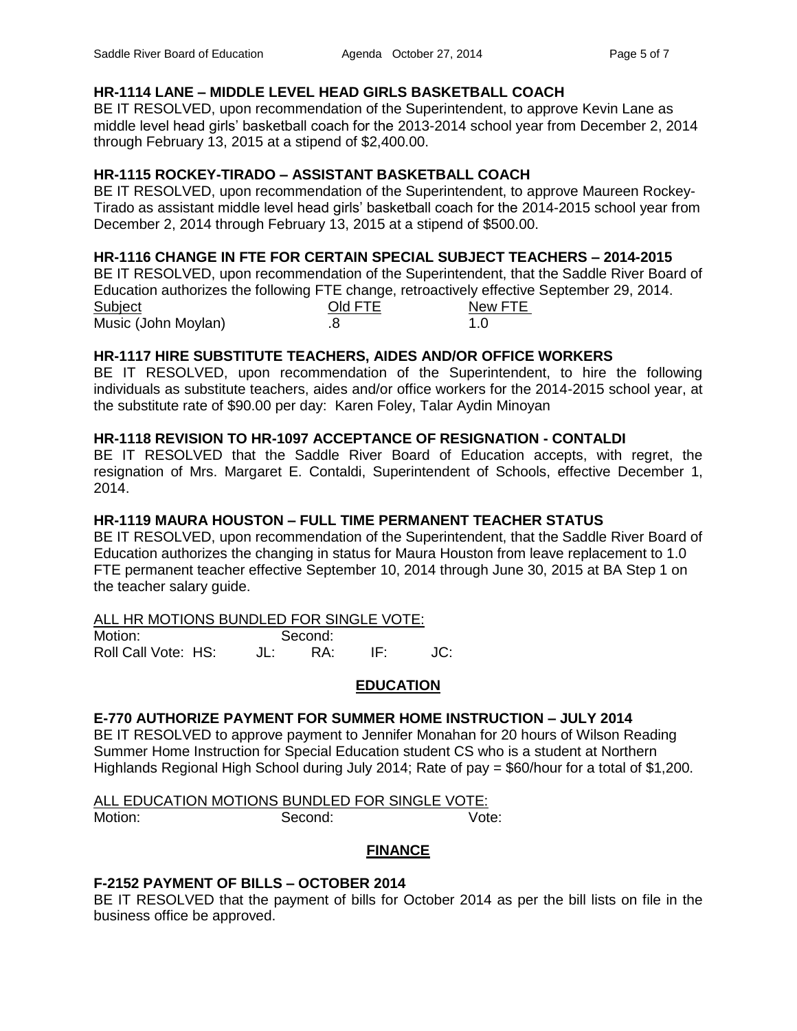### HR-1114 LANE – MIDDLE LEVEL HEAD GIRLS BASKETBALL COACH

BE IT RESOLVED, upon recommendation of the Superintendent, to approve Kevin Lane as middle level head girls' basketball coach for the 2013-2014 school year from December 2, 2014 through February 13, 2015 at a stipend of $2,400.00.

### HR-1115 ROCKEY-TIRADO – ASSISTANT BASKETBALL COACH

BE IT RESOLVED, upon recommendation of the Superintendent, to approve Maureen Rockey-Tirado as assistant middle level head girls' basketball coach for the 2014-2015 school year from December 2, 2014 through February 13, 2015 at a stipend of $500.00.

### HR-1116 CHANGE IN FTE FOR CERTAIN SPECIAL SUBJECT TEACHERS – 2014-2015

BE IT RESOLVED, upon recommendation of the Superintendent, that the Saddle River Board of Education authorizes the following FTE change, retroactively effective September 29, 2014.

| Subject | Old FTE | New FTE |
|---|---|---|
| Music (John Moylan) | .8 | 1.0 |

### HR-1117 HIRE SUBSTITUTE TEACHERS, AIDES AND/OR OFFICE WORKERS

BE IT RESOLVED, upon recommendation of the Superintendent, to hire the following individuals as substitute teachers, aides and/or office workers for the 2014-2015 school year, at the substitute rate of $90.00 per day: Karen Foley, Talar Aydin Minoyan

### HR-1118 REVISION TO HR-1097 ACCEPTANCE OF RESIGNATION - CONTALDI

BE IT RESOLVED that the Saddle River Board of Education accepts, with regret, the resignation of Mrs. Margaret E. Contaldi, Superintendent of Schools, effective December 1, 2014.

### HR-1119 MAURA HOUSTON – FULL TIME PERMANENT TEACHER STATUS

BE IT RESOLVED, upon recommendation of the Superintendent, that the Saddle River Board of Education authorizes the changing in status for Maura Houston from leave replacement to 1.0 FTE permanent teacher effective September 10, 2014 through June 30, 2015 at BA Step 1 on the teacher salary guide.

ALL HR MOTIONS BUNDLED FOR SINGLE VOTE:

Motion: Second:

Roll Call Vote: HS: JL: RA: IF: JC:

## EDUCATION

### E-770 AUTHORIZE PAYMENT FOR SUMMER HOME INSTRUCTION – JULY 2014

BE IT RESOLVED to approve payment to Jennifer Monahan for 20 hours of Wilson Reading Summer Home Instruction for Special Education student CS who is a student at Northern Highlands Regional High School during July 2014; Rate of pay = $60/hour for a total of $1,200.

ALL EDUCATION MOTIONS BUNDLED FOR SINGLE VOTE:

Motion: Second: Vote:

## FINANCE

### F-2152 PAYMENT OF BILLS – OCTOBER 2014

BE IT RESOLVED that the payment of bills for October 2014 as per the bill lists on file in the business office be approved.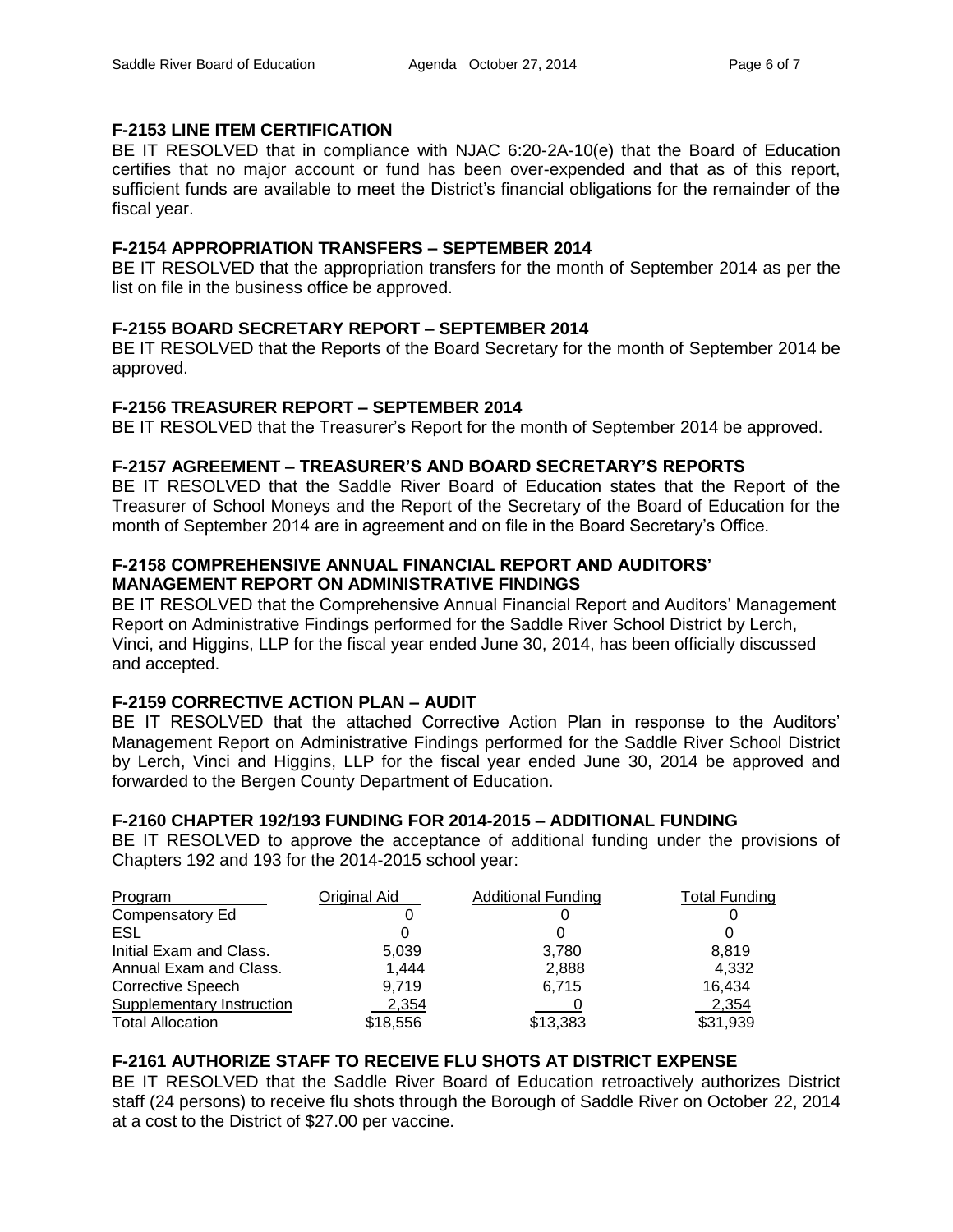### F-2153 LINE ITEM CERTIFICATION

BE IT RESOLVED that in compliance with NJAC 6:20-2A-10(e) that the Board of Education certifies that no major account or fund has been over-expended and that as of this report, sufficient funds are available to meet the District's financial obligations for the remainder of the fiscal year.

### F-2154 APPROPRIATION TRANSFERS – SEPTEMBER 2014

BE IT RESOLVED that the appropriation transfers for the month of September 2014 as per the list on file in the business office be approved.

### F-2155 BOARD SECRETARY REPORT – SEPTEMBER 2014

BE IT RESOLVED that the Reports of the Board Secretary for the month of September 2014 be approved.

### F-2156 TREASURER REPORT – SEPTEMBER 2014

BE IT RESOLVED that the Treasurer's Report for the month of September 2014 be approved.

### F-2157 AGREEMENT – TREASURER'S AND BOARD SECRETARY'S REPORTS

BE IT RESOLVED that the Saddle River Board of Education states that the Report of the Treasurer of School Moneys and the Report of the Secretary of the Board of Education for the month of September 2014 are in agreement and on file in the Board Secretary's Office.

### F-2158 COMPREHENSIVE ANNUAL FINANCIAL REPORT AND AUDITORS' MANAGEMENT REPORT ON ADMINISTRATIVE FINDINGS

BE IT RESOLVED that the Comprehensive Annual Financial Report and Auditors' Management Report on Administrative Findings performed for the Saddle River School District by Lerch, Vinci, and Higgins, LLP for the fiscal year ended June 30, 2014, has been officially discussed and accepted.

### F-2159 CORRECTIVE ACTION PLAN – AUDIT

BE IT RESOLVED that the attached Corrective Action Plan in response to the Auditors' Management Report on Administrative Findings performed for the Saddle River School District by Lerch, Vinci and Higgins, LLP for the fiscal year ended June 30, 2014 be approved and forwarded to the Bergen County Department of Education.

### F-2160 CHAPTER 192/193 FUNDING FOR 2014-2015 – ADDITIONAL FUNDING

BE IT RESOLVED to approve the acceptance of additional funding under the provisions of Chapters 192 and 193 for the 2014-2015 school year:

| Program | Original Aid | Additional Funding | Total Funding |
|---|---|---|---|
| Compensatory Ed | 0 | 0 | 0 |
| ESL | 0 | 0 | 0 |
| Initial Exam and Class. | 5,039 | 3,780 | 8,819 |
| Annual Exam and Class. | 1,444 | 2,888 | 4,332 |
| Corrective Speech | 9,719 | 6,715 | 16,434 |
| Supplementary Instruction | 2,354 | 0 | 2,354 |
| Total Allocation | $18,556 | $13,383 | $31,939 |

### F-2161 AUTHORIZE STAFF TO RECEIVE FLU SHOTS AT DISTRICT EXPENSE

BE IT RESOLVED that the Saddle River Board of Education retroactively authorizes District staff (24 persons) to receive flu shots through the Borough of Saddle River on October 22, 2014 at a cost to the District of $27.00 per vaccine.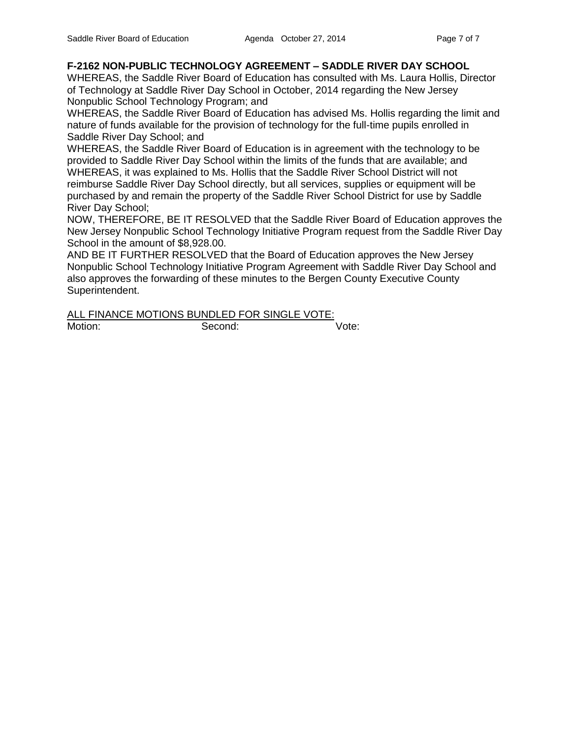**F-2162 NON-PUBLIC TECHNOLOGY AGREEMENT – SADDLE RIVER DAY SCHOOL**

WHEREAS, the Saddle River Board of Education has consulted with Ms. Laura Hollis, Director of Technology at Saddle River Day School in October, 2014 regarding the New Jersey Nonpublic School Technology Program; and

WHEREAS, the Saddle River Board of Education has advised Ms. Hollis regarding the limit and nature of funds available for the provision of technology for the full-time pupils enrolled in Saddle River Day School; and

WHEREAS, the Saddle River Board of Education is in agreement with the technology to be provided to Saddle River Day School within the limits of the funds that are available; and

WHEREAS, it was explained to Ms. Hollis that the Saddle River School District will not reimburse Saddle River Day School directly, but all services, supplies or equipment will be purchased by and remain the property of the Saddle River School District for use by Saddle River Day School;

NOW, THEREFORE, BE IT RESOLVED that the Saddle River Board of Education approves the New Jersey Nonpublic School Technology Initiative Program request from the Saddle River Day School in the amount of $8,928.00.

AND BE IT FURTHER RESOLVED that the Board of Education approves the New Jersey Nonpublic School Technology Initiative Program Agreement with Saddle River Day School and also approves the forwarding of these minutes to the Bergen County Executive County Superintendent.

ALL FINANCE MOTIONS BUNDLED FOR SINGLE VOTE:

Motion: Second: Vote: